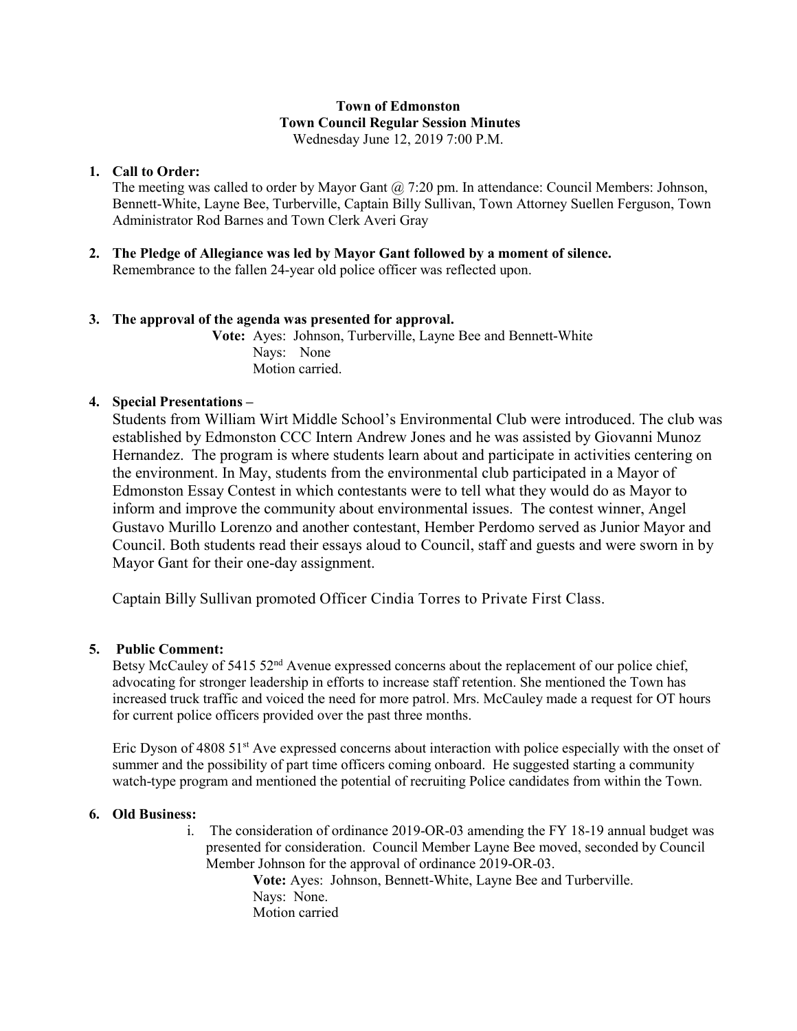**Town of Edmonston**
**Town Council Regular Session Minutes**
Wednesday June 12, 2019 7:00 P.M.

1. **Call to Order:**
   The meeting was called to order by Mayor Gant @ 7:20 pm. In attendance: Council Members: Johnson, Bennett-White, Layne Bee, Turberville, Captain Billy Sullivan, Town Attorney Suellen Ferguson, Town Administrator Rod Barnes and Town Clerk Averi Gray

2. **The Pledge of Allegiance was led by Mayor Gant followed by a moment of silence.**
   Remembrance to the fallen 24-year old police officer was reflected upon.

3. **The approval of the agenda was presented for approval.**
   **Vote:** Ayes: Johnson, Turberville, Layne Bee and Bennett-White
   Nays: None
   Motion carried.

4. **Special Presentations –**
   Students from William Wirt Middle School's Environmental Club were introduced. The club was established by Edmonston CCC Intern Andrew Jones and he was assisted by Giovanni Munoz Hernandez. The program is where students learn about and participate in activities centering on the environment. In May, students from the environmental club participated in a Mayor of Edmonston Essay Contest in which contestants were to tell what they would do as Mayor to inform and improve the community about environmental issues. The contest winner, Angel Gustavo Murillo Lorenzo and another contestant, Hember Perdomo served as Junior Mayor and Council. Both students read their essays aloud to Council, staff and guests and were sworn in by Mayor Gant for their one-day assignment.

   Captain Billy Sullivan promoted Officer Cindia Torres to Private First Class.

5. **Public Comment:**
   Betsy McCauley of 5415 52nd Avenue expressed concerns about the replacement of our police chief, advocating for stronger leadership in efforts to increase staff retention. She mentioned the Town has increased truck traffic and voiced the need for more patrol. Mrs. McCauley made a request for OT hours for current police officers provided over the past three months.

   Eric Dyson of 4808 51st Ave expressed concerns about interaction with police especially with the onset of summer and the possibility of part time officers coming onboard. He suggested starting a community watch-type program and mentioned the potential of recruiting Police candidates from within the Town.

6. **Old Business:**
   i. The consideration of ordinance 2019-OR-03 amending the FY 18-19 annual budget was presented for consideration. Council Member Layne Bee moved, seconded by Council Member Johnson for the approval of ordinance 2019-OR-03.
      **Vote:** Ayes: Johnson, Bennett-White, Layne Bee and Turberville.
      Nays: None.
      Motion carried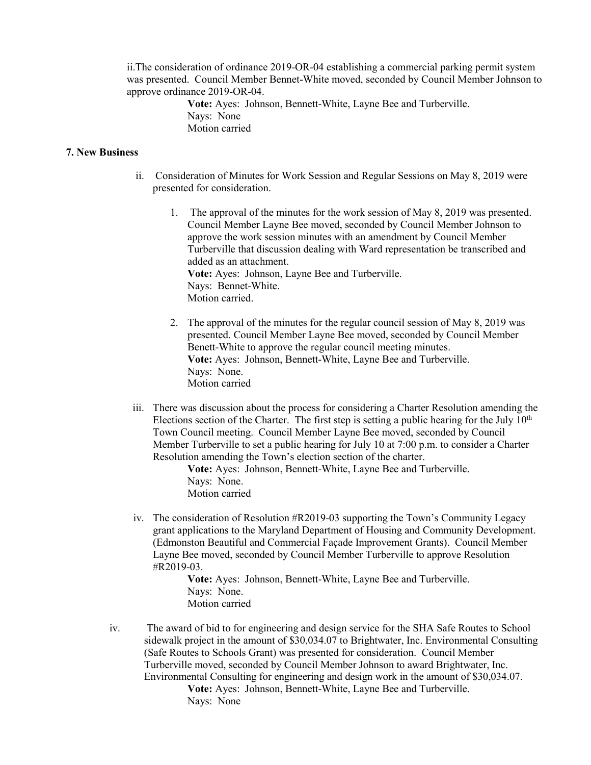ii.The consideration of ordinance 2019-OR-04 establishing a commercial parking permit system was presented. Council Member Bennet-White moved, seconded by Council Member Johnson to approve ordinance 2019-OR-04.

**Vote:** Ayes: Johnson, Bennett-White, Layne Bee and Turberville.
Nays: None
Motion carried

**7. New Business**

ii. Consideration of Minutes for Work Session and Regular Sessions on May 8, 2019 were presented for consideration.

1. The approval of the minutes for the work session of May 8, 2019 was presented. Council Member Layne Bee moved, seconded by Council Member Johnson to approve the work session minutes with an amendment by Council Member Turberville that discussion dealing with Ward representation be transcribed and added as an attachment.
   **Vote:** Ayes: Johnson, Layne Bee and Turberville.
   Nays: Bennet-White.
   Motion carried.

2. The approval of the minutes for the regular council session of May 8, 2019 was presented. Council Member Layne Bee moved, seconded by Council Member Benett-White to approve the regular council meeting minutes.
   **Vote:** Ayes: Johnson, Bennett-White, Layne Bee and Turberville.
   Nays: None.
   Motion carried

iii. There was discussion about the process for considering a Charter Resolution amending the Elections section of the Charter. The first step is setting a public hearing for the July 10th Town Council meeting. Council Member Layne Bee moved, seconded by Council Member Turberville to set a public hearing for July 10 at 7:00 p.m. to consider a Charter Resolution amending the Town's election section of the charter.

**Vote:** Ayes: Johnson, Bennett-White, Layne Bee and Turberville.
Nays: None.
Motion carried

iv. The consideration of Resolution #R2019-03 supporting the Town's Community Legacy grant applications to the Maryland Department of Housing and Community Development. (Edmonston Beautiful and Commercial Façade Improvement Grants). Council Member Layne Bee moved, seconded by Council Member Turberville to approve Resolution #R2019-03.

**Vote:** Ayes: Johnson, Bennett-White, Layne Bee and Turberville.
Nays: None.
Motion carried

iv. The award of bid to for engineering and design service for the SHA Safe Routes to School sidewalk project in the amount of $30,034.07 to Brightwater, Inc. Environmental Consulting (Safe Routes to Schools Grant) was presented for consideration. Council Member Turberville moved, seconded by Council Member Johnson to award Brightwater, Inc. Environmental Consulting for engineering and design work in the amount of $30,034.07.

**Vote:** Ayes: Johnson, Bennett-White, Layne Bee and Turberville.
Nays: None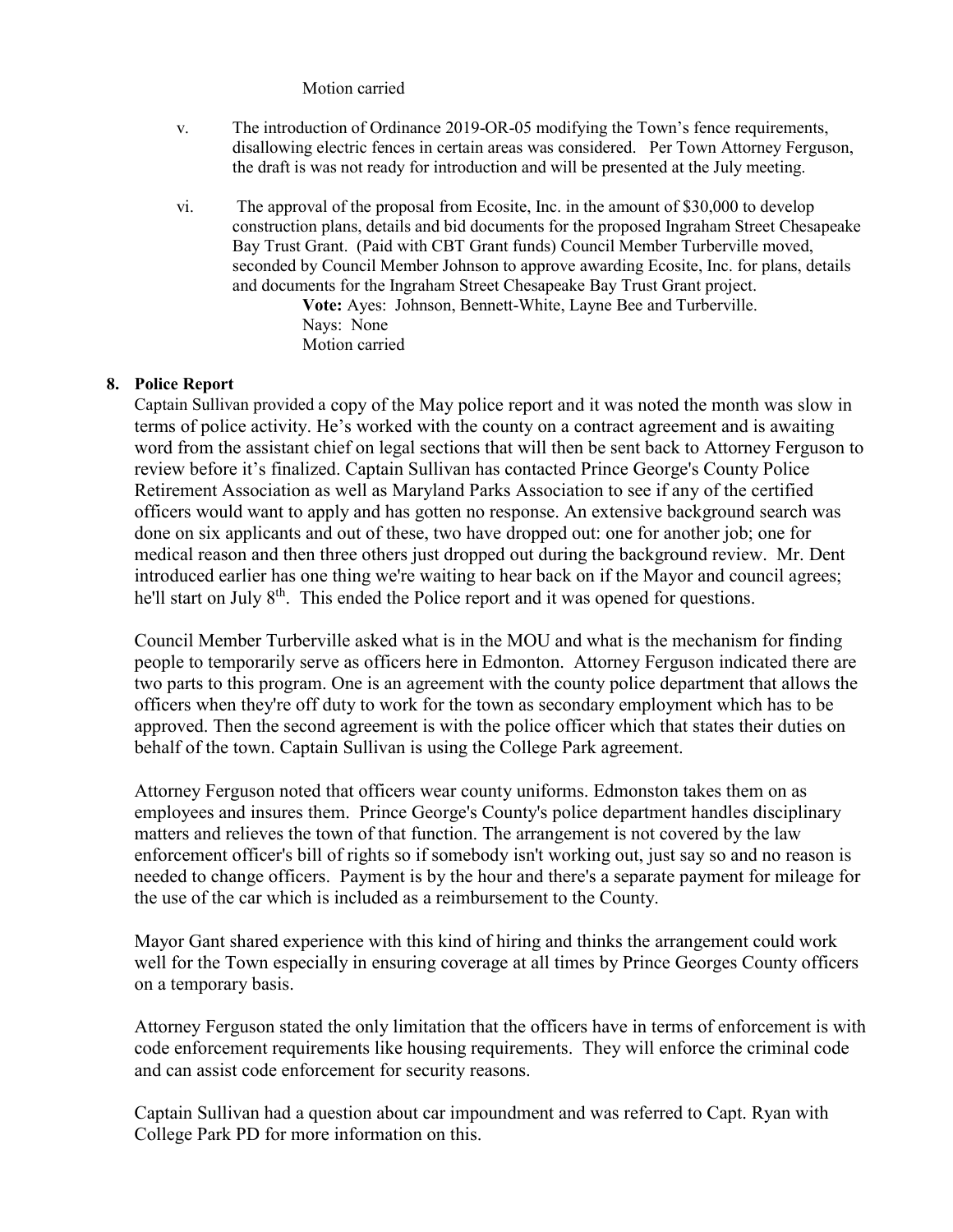Motion carried

v. The introduction of Ordinance 2019-OR-05 modifying the Town's fence requirements, disallowing electric fences in certain areas was considered. Per Town Attorney Ferguson, the draft is was not ready for introduction and will be presented at the July meeting.

vi. The approval of the proposal from Ecosite, Inc. in the amount of $30,000 to develop construction plans, details and bid documents for the proposed Ingraham Street Chesapeake Bay Trust Grant. (Paid with CBT Grant funds) Council Member Turberville moved, seconded by Council Member Johnson to approve awarding Ecosite, Inc. for plans, details and documents for the Ingraham Street Chesapeake Bay Trust Grant project.

**Vote:** Ayes: Johnson, Bennett-White, Layne Bee and Turberville.
Nays: None
Motion carried

**8. Police Report**

Captain Sullivan provided a copy of the May police report and it was noted the month was slow in terms of police activity. He's worked with the county on a contract agreement and is awaiting word from the assistant chief on legal sections that will then be sent back to Attorney Ferguson to review before it's finalized. Captain Sullivan has contacted Prince George's County Police Retirement Association as well as Maryland Parks Association to see if any of the certified officers would want to apply and has gotten no response. An extensive background search was done on six applicants and out of these, two have dropped out: one for another job; one for medical reason and then three others just dropped out during the background review. Mr. Dent introduced earlier has one thing we're waiting to hear back on if the Mayor and council agrees; he'll start on July 8th. This ended the Police report and it was opened for questions.

Council Member Turberville asked what is in the MOU and what is the mechanism for finding people to temporarily serve as officers here in Edmonton. Attorney Ferguson indicated there are two parts to this program. One is an agreement with the county police department that allows the officers when they're off duty to work for the town as secondary employment which has to be approved. Then the second agreement is with the police officer which that states their duties on behalf of the town. Captain Sullivan is using the College Park agreement.

Attorney Ferguson noted that officers wear county uniforms. Edmonston takes them on as employees and insures them. Prince George's County's police department handles disciplinary matters and relieves the town of that function. The arrangement is not covered by the law enforcement officer's bill of rights so if somebody isn't working out, just say so and no reason is needed to change officers. Payment is by the hour and there's a separate payment for mileage for the use of the car which is included as a reimbursement to the County.

Mayor Gant shared experience with this kind of hiring and thinks the arrangement could work well for the Town especially in ensuring coverage at all times by Prince Georges County officers on a temporary basis.

Attorney Ferguson stated the only limitation that the officers have in terms of enforcement is with code enforcement requirements like housing requirements. They will enforce the criminal code and can assist code enforcement for security reasons.

Captain Sullivan had a question about car impoundment and was referred to Capt. Ryan with College Park PD for more information on this.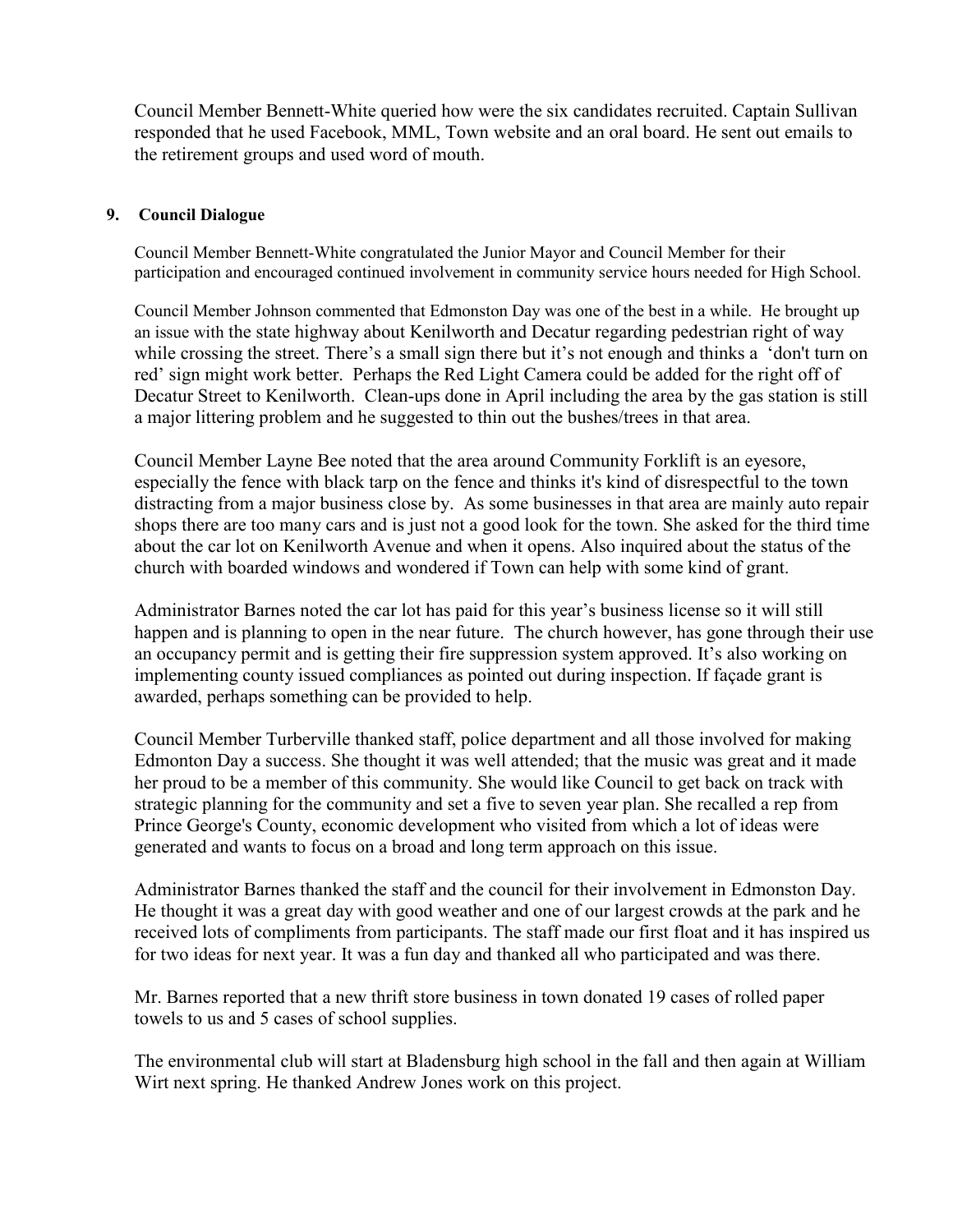Council Member Bennett-White queried how were the six candidates recruited. Captain Sullivan responded that he used Facebook, MML, Town website and an oral board. He sent out emails to the retirement groups and used word of mouth.

**9. Council Dialogue**

Council Member Bennett-White congratulated the Junior Mayor and Council Member for their participation and encouraged continued involvement in community service hours needed for High School.

Council Member Johnson commented that Edmonston Day was one of the best in a while. He brought up an issue with the state highway about Kenilworth and Decatur regarding pedestrian right of way while crossing the street. There's a small sign there but it's not enough and thinks a 'don't turn on red' sign might work better. Perhaps the Red Light Camera could be added for the right off of Decatur Street to Kenilworth. Clean-ups done in April including the area by the gas station is still a major littering problem and he suggested to thin out the bushes/trees in that area.

Council Member Layne Bee noted that the area around Community Forklift is an eyesore, especially the fence with black tarp on the fence and thinks it's kind of disrespectful to the town distracting from a major business close by. As some businesses in that area are mainly auto repair shops there are too many cars and is just not a good look for the town. She asked for the third time about the car lot on Kenilworth Avenue and when it opens. Also inquired about the status of the church with boarded windows and wondered if Town can help with some kind of grant.

Administrator Barnes noted the car lot has paid for this year's business license so it will still happen and is planning to open in the near future. The church however, has gone through their use an occupancy permit and is getting their fire suppression system approved. It's also working on implementing county issued compliances as pointed out during inspection. If façade grant is awarded, perhaps something can be provided to help.

Council Member Turberville thanked staff, police department and all those involved for making Edmonton Day a success. She thought it was well attended; that the music was great and it made her proud to be a member of this community. She would like Council to get back on track with strategic planning for the community and set a five to seven year plan. She recalled a rep from Prince George's County, economic development who visited from which a lot of ideas were generated and wants to focus on a broad and long term approach on this issue.

Administrator Barnes thanked the staff and the council for their involvement in Edmonston Day. He thought it was a great day with good weather and one of our largest crowds at the park and he received lots of compliments from participants. The staff made our first float and it has inspired us for two ideas for next year. It was a fun day and thanked all who participated and was there.

Mr. Barnes reported that a new thrift store business in town donated 19 cases of rolled paper towels to us and 5 cases of school supplies.

The environmental club will start at Bladensburg high school in the fall and then again at William Wirt next spring. He thanked Andrew Jones work on this project.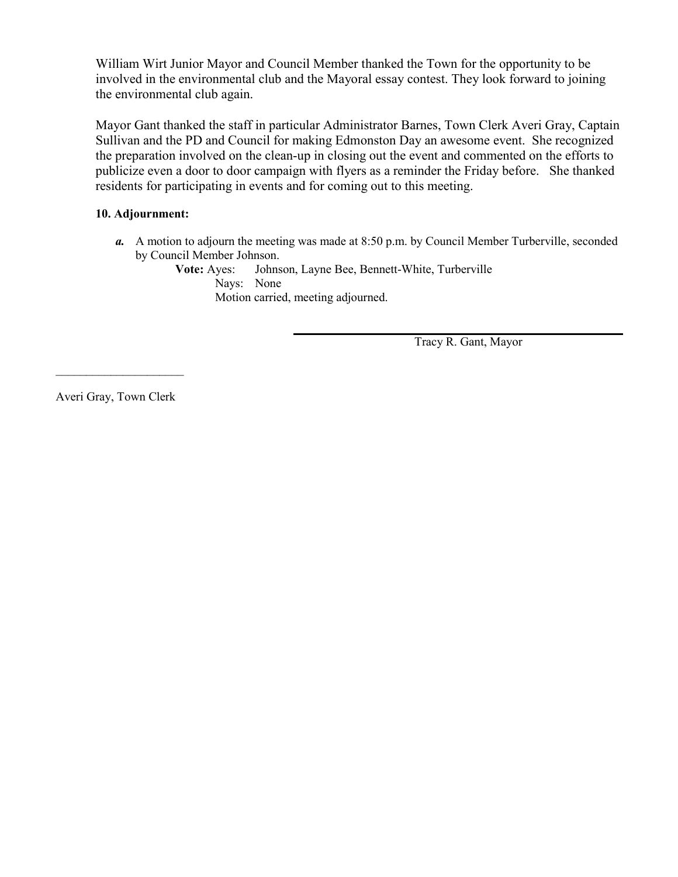William Wirt Junior Mayor and Council Member thanked the Town for the opportunity to be involved in the environmental club and the Mayoral essay contest. They look forward to joining the environmental club again.

Mayor Gant thanked the staff in particular Administrator Barnes, Town Clerk Averi Gray, Captain Sullivan and the PD and Council for making Edmonston Day an awesome event. She recognized the preparation involved on the clean-up in closing out the event and commented on the efforts to publicize even a door to door campaign with flyers as a reminder the Friday before. She thanked residents for participating in events and for coming out to this meeting.

**10. Adjournment:**

***a.*** A motion to adjourn the meeting was made at 8:50 p.m. by Council Member Turberville, seconded by Council Member Johnson.

**Vote:** Ayes: Johnson, Layne Bee, Bennett-White, Turberville
Nays: None
Motion carried, meeting adjourned.

Tracy R. Gant, Mayor

Averi Gray, Town Clerk